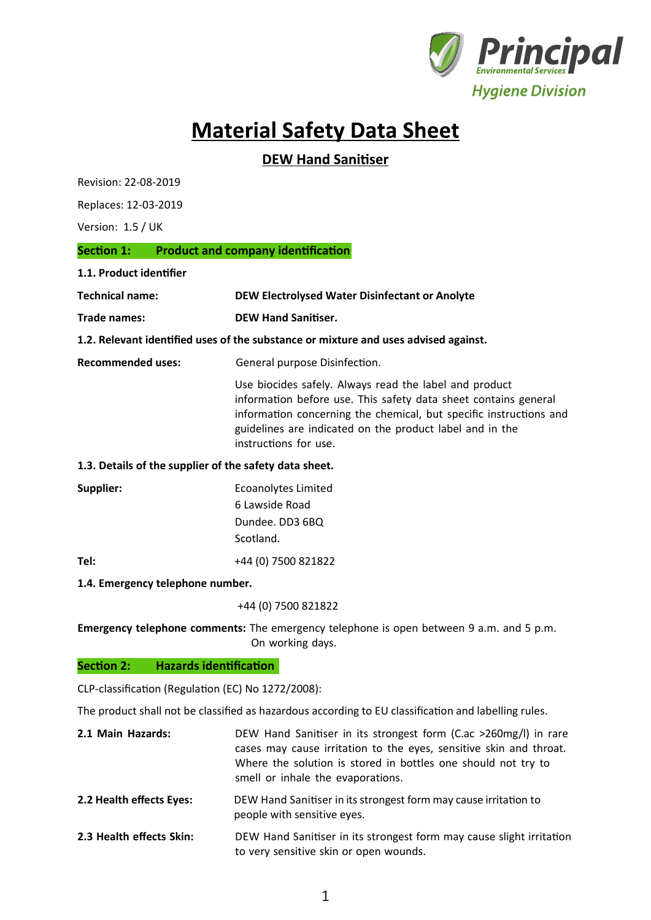Principal Environmental Services
Hygiene Division

# Material Safety Data Sheet

## DEW Hand Sanitiser

Revision: 22-08-2019

Replaces: 12-03-2019

Version: 1.5 / UK

## Section 1: Product and company identification

**1.1. Product identifier**

**Technical name:** **DEW Electrolysed Water Disinfectant or Anolyte**

**Trade names:** **DEW Hand Sanitiser.**

**1.2. Relevant identified uses of the substance or mixture and uses advised against.**

**Recommended uses:** General purpose Disinfection.

Use biocides safely. Always read the label and product information before use. This safety data sheet contains general information concerning the chemical, but specific instructions and guidelines are indicated on the product label and in the instructions for use.

**1.3. Details of the supplier of the safety data sheet.**

**Supplier:** Ecoanolytes Limited
6 Lawside Road
Dundee. DD3 6BQ
Scotland.

**Tel:** +44 (0) 7500 821822

**1.4. Emergency telephone number.**

+44 (0) 7500 821822

**Emergency telephone comments:** The emergency telephone is open between 9 a.m. and 5 p.m. On working days.

## Section 2: Hazards identification

CLP-classification (Regulation (EC) No 1272/2008):

The product shall not be classified as hazardous according to EU classification and labelling rules.

**2.1 Main Hazards:** DEW Hand Sanitiser in its strongest form (C.ac >260mg/l) in rare cases may cause irritation to the eyes, sensitive skin and throat. Where the solution is stored in bottles one should not try to smell or inhale the evaporations.

**2.2 Health effects Eyes:** DEW Hand Sanitiser in its strongest form may cause irritation to people with sensitive eyes.

**2.3 Health effects Skin:** DEW Hand Sanitiser in its strongest form may cause slight irritation to very sensitive skin or open wounds.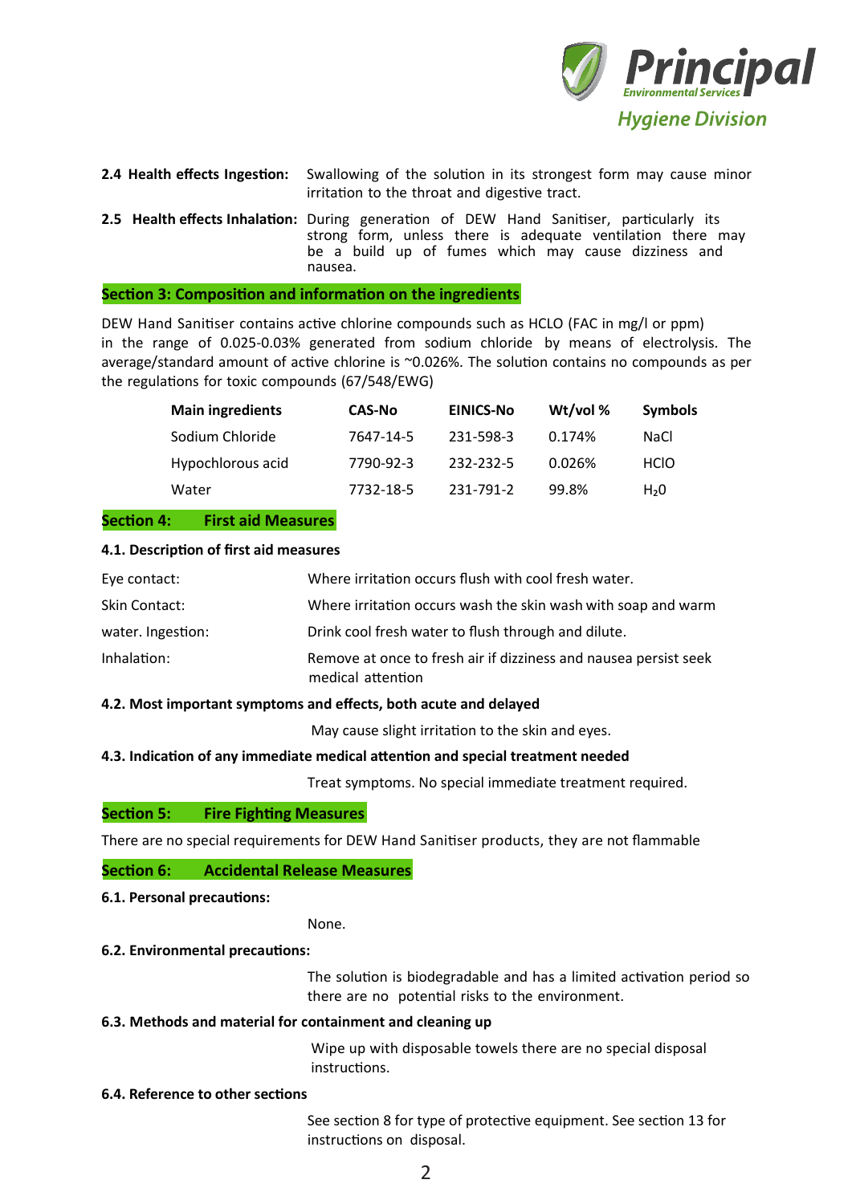**2.4 Health effects Ingestion:** Swallowing of the solution in its strongest form may cause minor irritation to the throat and digestive tract.

**2.5 Health effects Inhalation:** During generation of DEW Hand Sanitiser, particularly its strong form, unless there is adequate ventilation there may be a build up of fumes which may cause dizziness and nausea.

## Section 3: Composition and information on the ingredients

DEW Hand Sanitiser contains active chlorine compounds such as HCLO (FAC in mg/l or ppm) in the range of 0.025-0.03% generated from sodium chloride by means of electrolysis. The average/standard amount of active chlorine is ~0.026%. The solution contains no compounds as per the regulations for toxic compounds (67/548/EWG)

| Main ingredients | CAS-No | EINICS-No | Wt/vol % | Symbols |
|---|---|---|---|---|
| Sodium Chloride | 7647-14-5 | 231-598-3 | 0.174% | NaCl |
| Hypochlorous acid | 7790-92-3 | 232-232-5 | 0.026% | HClO |
| Water | 7732-18-5 | 231-791-2 | 99.8% | $H_20$ |

## Section 4: First aid Measures

**4.1. Description of first aid measures**

Eye contact: Where irritation occurs flush with cool fresh water.

Skin Contact: Where irritation occurs wash the skin wash with soap and warm water.

Ingestion: Drink cool fresh water to flush through and dilute.

Inhalation: Remove at once to fresh air if dizziness and nausea persist seek medical attention

**4.2. Most important symptoms and effects, both acute and delayed**

May cause slight irritation to the skin and eyes.

**4.3. Indication of any immediate medical attention and special treatment needed**

Treat symptoms. No special immediate treatment required.

## Section 5: Fire Fighting Measures

There are no special requirements for DEW Hand Sanitiser products, they are not flammable

## Section 6: Accidental Release Measures

**6.1. Personal precautions:**

None.

**6.2. Environmental precautions:**

The solution is biodegradable and has a limited activation period so there are no potential risks to the environment.

**6.3. Methods and material for containment and cleaning up**

Wipe up with disposable towels there are no special disposal instructions.

**6.4. Reference to other sections**

See section 8 for type of protective equipment. See section 13 for instructions on disposal.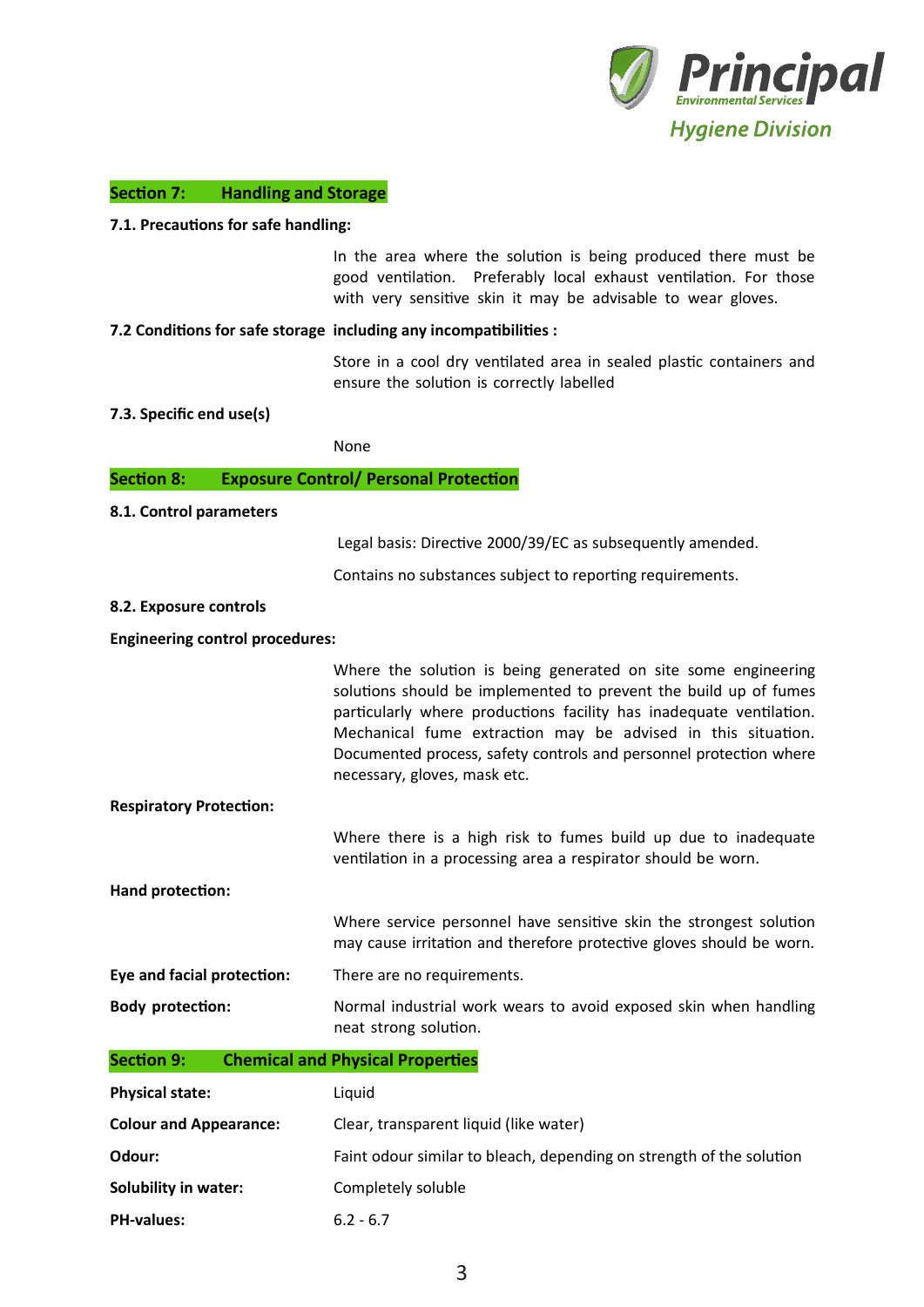## Section 7: Handling and Storage

**7.1. Precautions for safe handling:**

In the area where the solution is being produced there must be good ventilation. Preferably local exhaust ventilation. For those with very sensitive skin it may be advisable to wear gloves.

**7.2 Conditions for safe storage including any incompatibilities :**

Store in a cool dry ventilated area in sealed plastic containers and ensure the solution is correctly labelled

**7.3. Specific end use(s)**

None

## Section 8: Exposure Control/ Personal Protection

**8.1. Control parameters**

Legal basis: Directive 2000/39/EC as subsequently amended.

Contains no substances subject to reporting requirements.

**8.2. Exposure controls**

**Engineering control procedures:**

Where the solution is being generated on site some engineering solutions should be implemented to prevent the build up of fumes particularly where productions facility has inadequate ventilation. Mechanical fume extraction may be advised in this situation. Documented process, safety controls and personnel protection where necessary, gloves, mask etc.

**Respiratory Protection:**

Where there is a high risk to fumes build up due to inadequate ventilation in a processing area a respirator should be worn.

**Hand protection:**

Where service personnel have sensitive skin the strongest solution may cause irritation and therefore protective gloves should be worn.

**Eye and facial protection:** There are no requirements.

**Body protection:** Normal industrial work wears to avoid exposed skin when handling neat strong solution.

## Section 9: Chemical and Physical Properties

| | |
|---|---|
| **Physical state:** | Liquid |
| **Colour and Appearance:** | Clear, transparent liquid (like water) |
| **Odour:** | Faint odour similar to bleach, depending on strength of the solution |
| **Solubility in water:** | Completely soluble |
| **PH-values:** | 6.2 - 6.7 |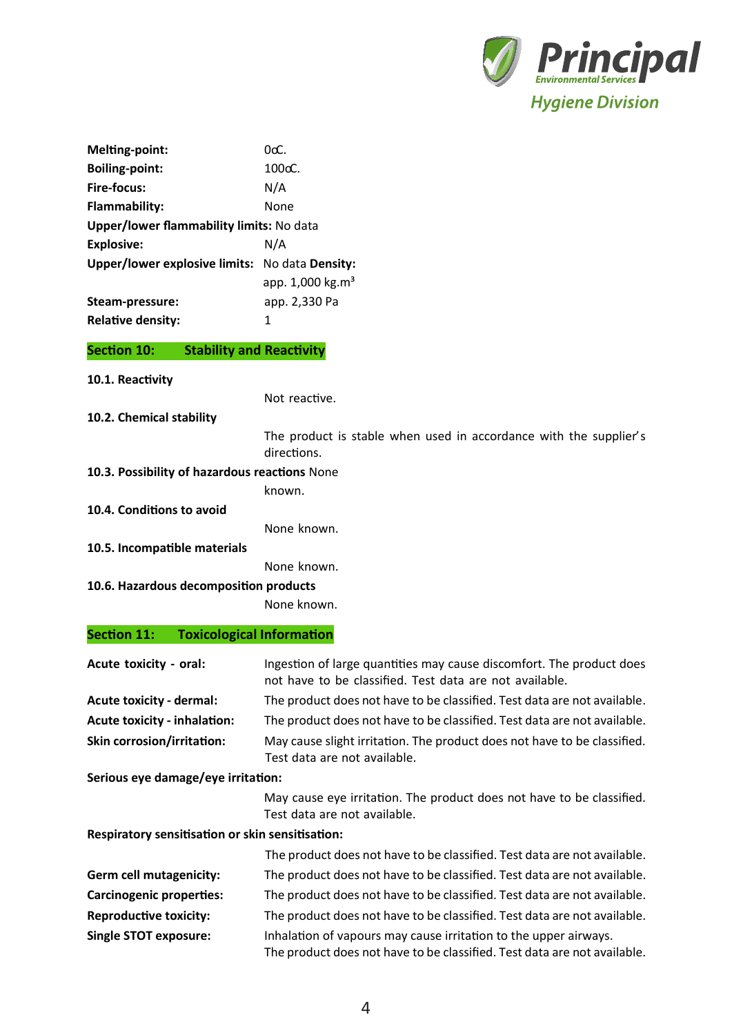**Melting-point:** 0oC.

**Boiling-point:** 100oC.

**Fire-focus:** N/A

**Flammability:** None

**Upper/lower flammability limits:** No data

**Explosive:** N/A

**Upper/lower explosive limits:** No data

**Density:** app. 1,000 $kg.m^3$

**Steam-pressure:** app. 2,330 Pa

**Relative density:** 1

## Section 10: Stability and Reactivity

**10.1. Reactivity**

Not reactive.

**10.2. Chemical stability**

The product is stable when used in accordance with the supplier's directions.

**10.3. Possibility of hazardous reactions** None known.

**10.4. Conditions to avoid**

None known.

**10.5. Incompatible materials**

None known.

**10.6. Hazardous decomposition products**

None known.

## Section 11: Toxicological Information

**Acute toxicity - oral:** Ingestion of large quantities may cause discomfort. The product does not have to be classified. Test data are not available.

**Acute toxicity - dermal:** The product does not have to be classified. Test data are not available.

**Acute toxicity - inhalation:** The product does not have to be classified. Test data are not available.

**Skin corrosion/irritation:** May cause slight irritation. The product does not have to be classified. Test data are not available.

**Serious eye damage/eye irritation:**

May cause eye irritation. The product does not have to be classified. Test data are not available.

**Respiratory sensitisation or skin sensitisation:**

The product does not have to be classified. Test data are not available.

**Germ cell mutagenicity:** The product does not have to be classified. Test data are not available.

**Carcinogenic properties:** The product does not have to be classified. Test data are not available.

**Reproductive toxicity:** The product does not have to be classified. Test data are not available.

**Single STOT exposure:** Inhalation of vapours may cause irritation to the upper airways. The product does not have to be classified. Test data are not available.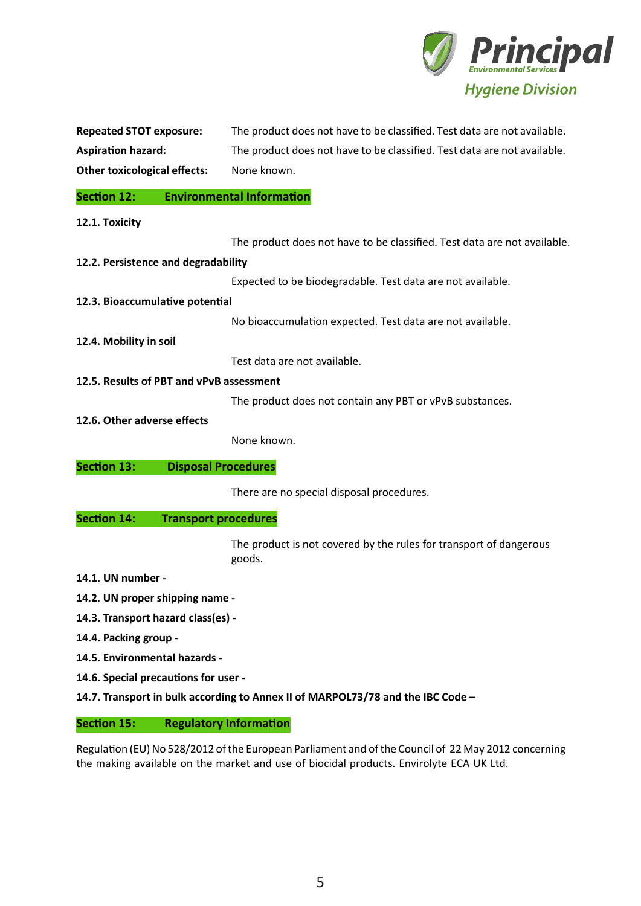**Repeated STOT exposure:** The product does not have to be classified. Test data are not available.

**Aspiration hazard:** The product does not have to be classified. Test data are not available.

**Other toxicological effects:** None known.

## Section 12: Environmental Information

**12.1. Toxicity**

The product does not have to be classified. Test data are not available.

**12.2. Persistence and degradability**

Expected to be biodegradable. Test data are not available.

**12.3. Bioaccumulative potential**

No bioaccumulation expected. Test data are not available.

**12.4. Mobility in soil**

Test data are not available.

**12.5. Results of PBT and vPvB assessment**

The product does not contain any PBT or vPvB substances.

**12.6. Other adverse effects**

None known.

## Section 13: Disposal Procedures

There are no special disposal procedures.

## Section 14: Transport procedures

The product is not covered by the rules for transport of dangerous goods.

**14.1. UN number -**

**14.2. UN proper shipping name -**

**14.3. Transport hazard class(es) -**

**14.4. Packing group -**

**14.5. Environmental hazards -**

**14.6. Special precautions for user -**

**14.7. Transport in bulk according to Annex II of MARPOL73/78 and the IBC Code –**

## Section 15: Regulatory Information

Regulation (EU) No 528/2012 of the European Parliament and of the Council of 22 May 2012 concerning the making available on the market and use of biocidal products. Envirolyte ECA UK Ltd.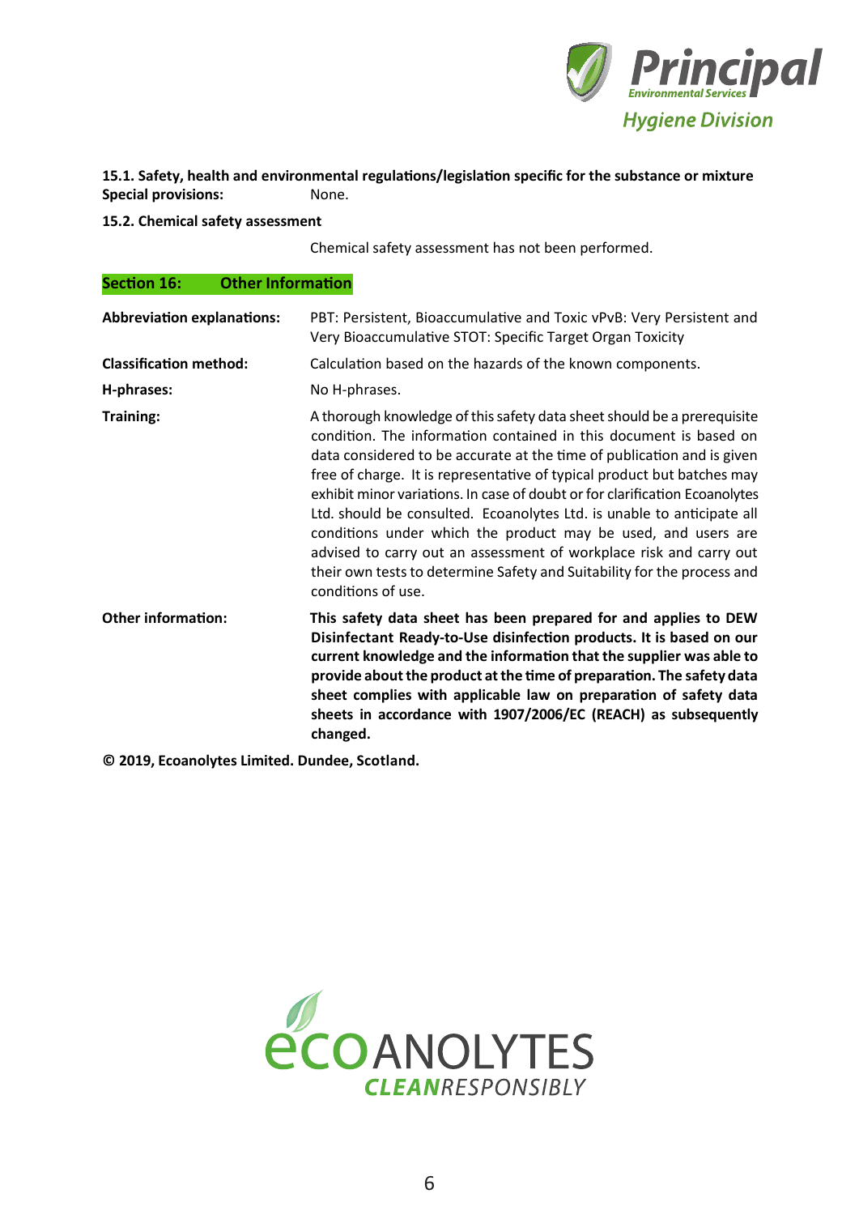**15.1. Safety, health and environmental regulations/legislation specific for the substance or mixture**

**Special provisions:** None.

**15.2. Chemical safety assessment**

Chemical safety assessment has not been performed.

## Section 16: Other Information

**Abbreviation explanations:** PBT: Persistent, Bioaccumulative and Toxic vPvB: Very Persistent and Very Bioaccumulative STOT: Specific Target Organ Toxicity

**Classification method:** Calculation based on the hazards of the known components.

**H-phrases:** No H-phrases.

**Training:** A thorough knowledge of this safety data sheet should be a prerequisite condition. The information contained in this document is based on data considered to be accurate at the time of publication and is given free of charge. It is representative of typical product but batches may exhibit minor variations. In case of doubt or for clarification Ecoanolytes Ltd. should be consulted. Ecoanolytes Ltd. is unable to anticipate all conditions under which the product may be used, and users are advised to carry out an assessment of workplace risk and carry out their own tests to determine Safety and Suitability for the process and conditions of use.

**Other information:** **This safety data sheet has been prepared for and applies to DEW Disinfectant Ready-to-Use disinfection products. It is based on our current knowledge and the information that the supplier was able to provide about the product at the time of preparation. The safety data sheet complies with applicable law on preparation of safety data sheets in accordance with 1907/2006/EC (REACH) as subsequently changed.**

**© 2019, Ecoanolytes Limited. Dundee, Scotland.**

ecoANOLYTES
CLEANRESPONSIBLY